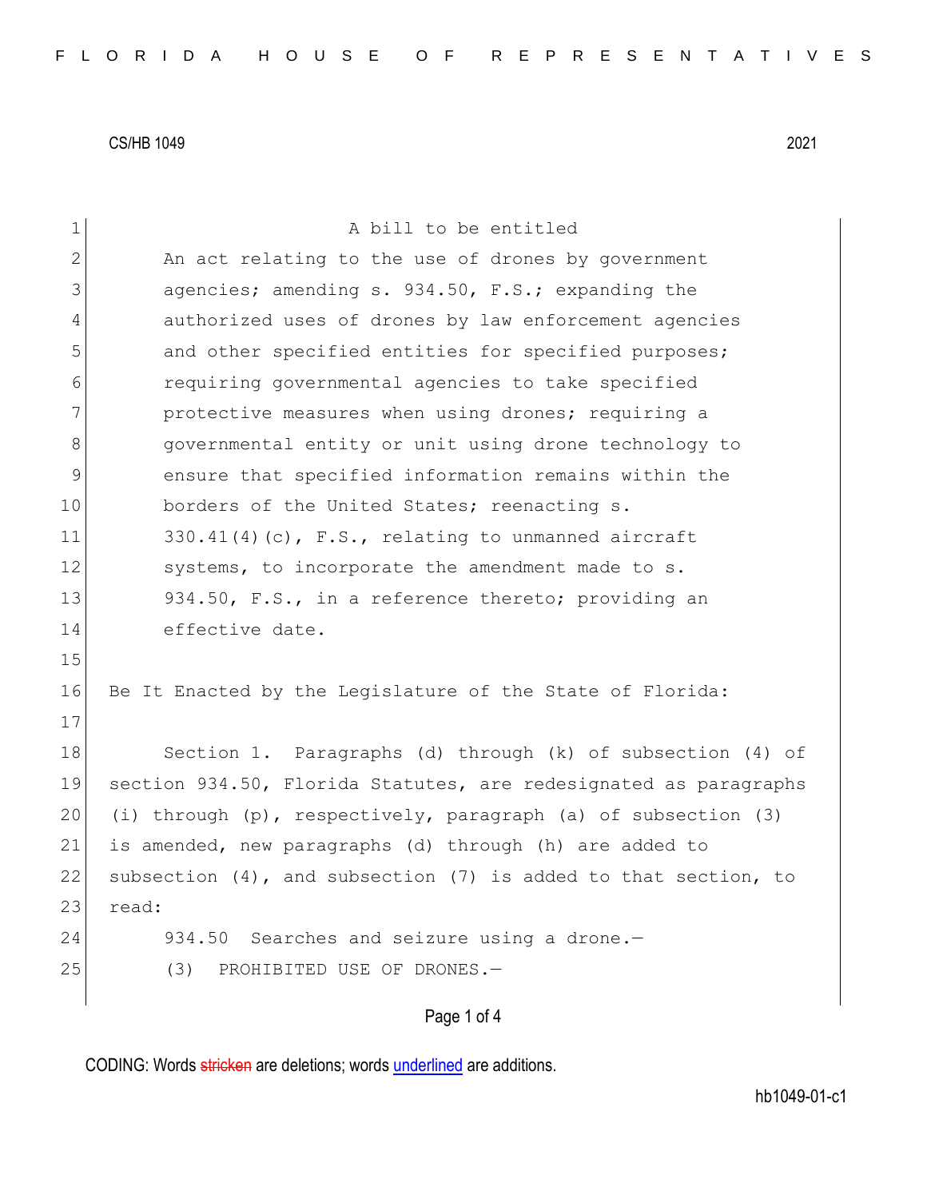CS/HB 1049 2021

A bill to be entitled

An act relating to the use of drones by government agencies; amending s. 934.50, F.S.; expanding the authorized uses of drones by law enforcement agencies and other specified entities for specified purposes; requiring governmental agencies to take specified protective measures when using drones; requiring a governmental entity or unit using drone technology to ensure that specified information remains within the borders of the United States; reenacting s. 330.41(4)(c), F.S., relating to unmanned aircraft systems, to incorporate the amendment made to s. 934.50, F.S., in a reference thereto; providing an effective date.

Be It Enacted by the Legislature of the State of Florida:

Section 1. Paragraphs (d) through (k) of subsection (4) of section 934.50, Florida Statutes, are redesignated as paragraphs (i) through (p), respectively, paragraph (a) of subsection (3) is amended, new paragraphs (d) through (h) are added to subsection (4), and subsection (7) is added to that section, to read:

934.50 Searches and seizure using a drone.—

(3) PROHIBITED USE OF DRONES.—

CODING: Words stricken are deletions; words underlined are additions.

hb1049-01-c1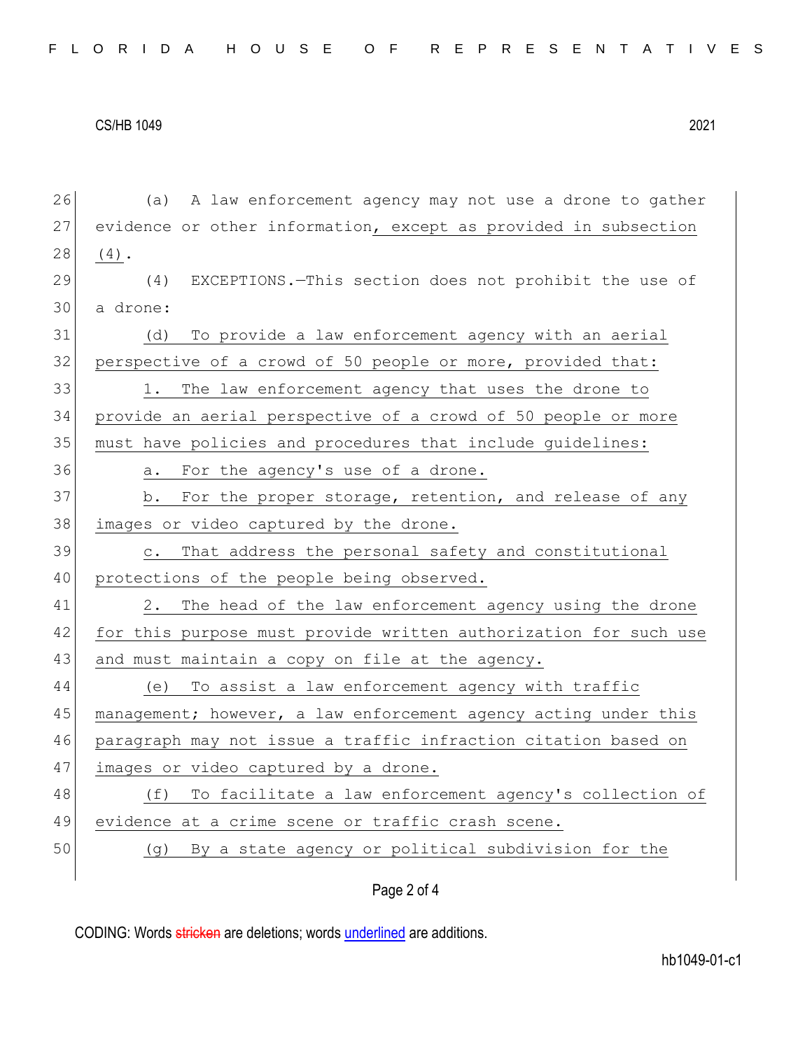(a) A law enforcement agency may not use a drone to gather evidence or other information, except as provided in subsection (4).

(4) EXCEPTIONS.—This section does not prohibit the use of a drone:

(d) To provide a law enforcement agency with an aerial perspective of a crowd of 50 people or more, provided that:

1. The law enforcement agency that uses the drone to provide an aerial perspective of a crowd of 50 people or more must have policies and procedures that include guidelines:

a. For the agency's use of a drone.

b. For the proper storage, retention, and release of any images or video captured by the drone.

c. That address the personal safety and constitutional protections of the people being observed.

2. The head of the law enforcement agency using the drone for this purpose must provide written authorization for such use and must maintain a copy on file at the agency.

(e) To assist a law enforcement agency with traffic management; however, a law enforcement agency acting under this paragraph may not issue a traffic infraction citation based on images or video captured by a drone.

(f) To facilitate a law enforcement agency's collection of evidence at a crime scene or traffic crash scene.

(g) By a state agency or political subdivision for the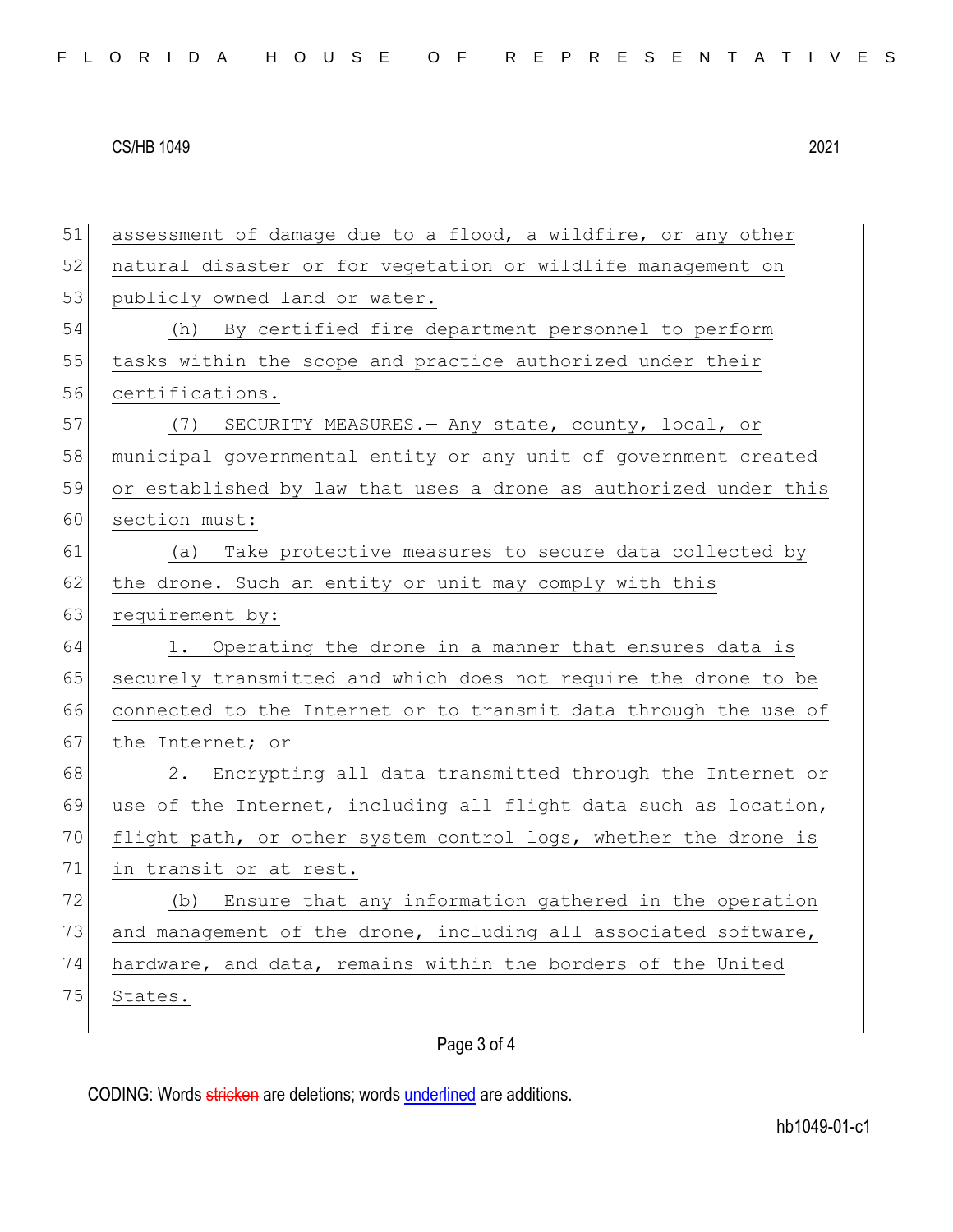assessment of damage due to a flood, a wildfire, or any other natural disaster or for vegetation or wildlife management on publicly owned land or water.

(h) By certified fire department personnel to perform tasks within the scope and practice authorized under their certifications.

(7) SECURITY MEASURES.— Any state, county, local, or municipal governmental entity or any unit of government created or established by law that uses a drone as authorized under this section must:

(a) Take protective measures to secure data collected by the drone. Such an entity or unit may comply with this requirement by:

1. Operating the drone in a manner that ensures data is securely transmitted and which does not require the drone to be connected to the Internet or to transmit data through the use of the Internet; or

2. Encrypting all data transmitted through the Internet or use of the Internet, including all flight data such as location, flight path, or other system control logs, whether the drone is in transit or at rest.

(b) Ensure that any information gathered in the operation and management of the drone, including all associated software, hardware, and data, remains within the borders of the United States.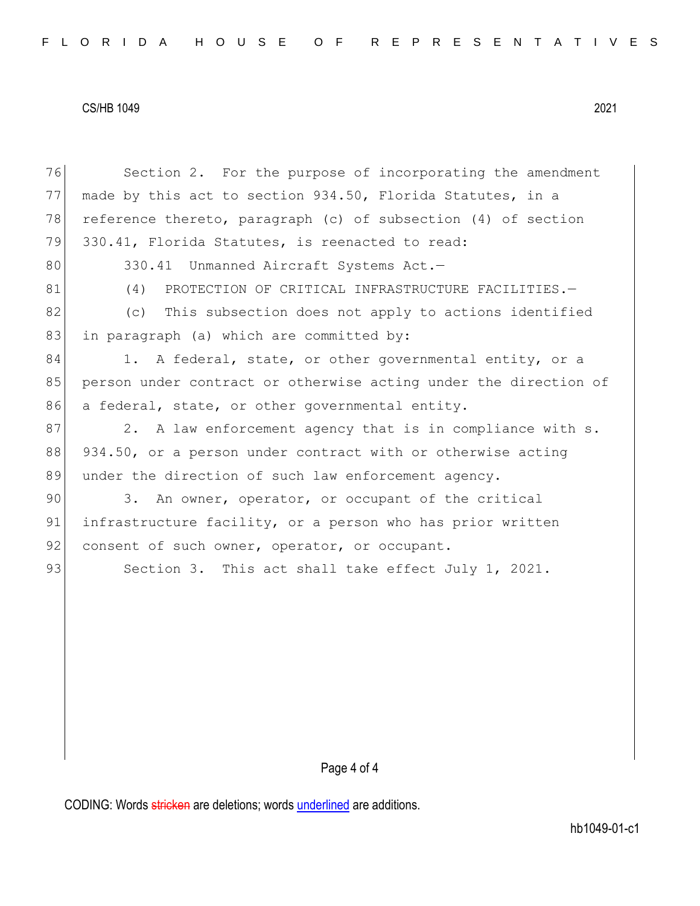Section 2. For the purpose of incorporating the amendment made by this act to section 934.50, Florida Statutes, in a reference thereto, paragraph (c) of subsection (4) of section 330.41, Florida Statutes, is reenacted to read:

330.41 Unmanned Aircraft Systems Act.—

(4) PROTECTION OF CRITICAL INFRASTRUCTURE FACILITIES.—

(c) This subsection does not apply to actions identified in paragraph (a) which are committed by:

1. A federal, state, or other governmental entity, or a person under contract or otherwise acting under the direction of a federal, state, or other governmental entity.

2. A law enforcement agency that is in compliance with s. 934.50, or a person under contract with or otherwise acting under the direction of such law enforcement agency.

3. An owner, operator, or occupant of the critical infrastructure facility, or a person who has prior written consent of such owner, operator, or occupant.

Section 3. This act shall take effect July 1, 2021.